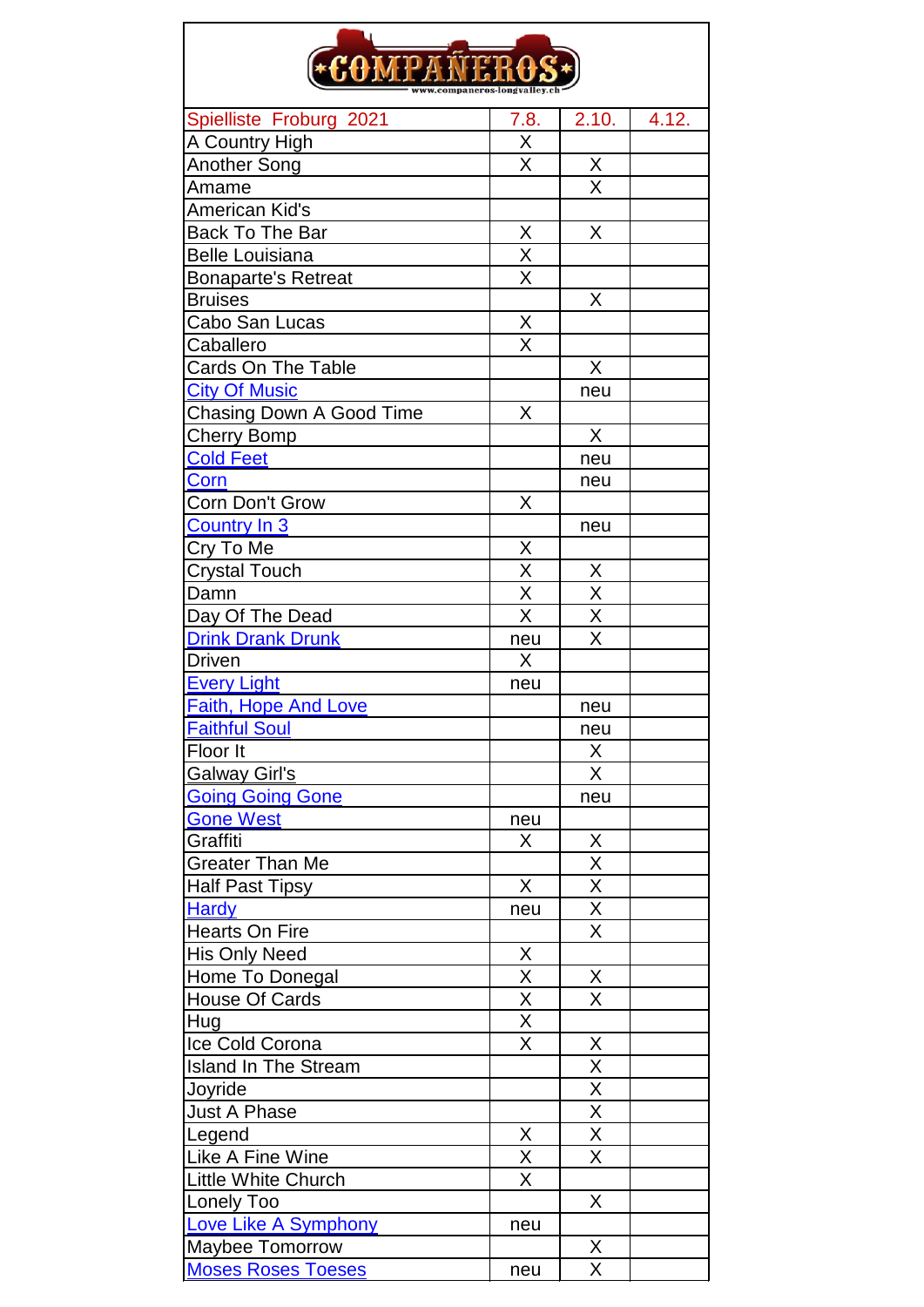COMPAÑEROS
www.companeros-longvalley.ch

| Spielliste Froburg 2021 | 7.8. | 2.10. | 4.12. |
|---|---|---|---|
| A Country High | X | | |
| Another Song | X | X | |
| Amame | | X | |
| American Kid's | | | |
| Back To The Bar | X | X | |
| Belle Louisiana | X | | |
| Bonaparte's Retreat | X | | |
| Bruises | | X | |
| Cabo San Lucas | X | | |
| Caballero | X | | |
| Cards On The Table | | X | |
| City Of Music | | neu | |
| Chasing Down A Good Time | X | | |
| Cherry Bomp | | X | |
| Cold Feet | | neu | |
| Corn | | neu | |
| Corn Don't Grow | X | | |
| Country In 3 | | neu | |
| Cry To Me | X | | |
| Crystal Touch | X | X | |
| Damn | X | X | |
| Day Of The Dead | X | X | |
| Drink Drank Drunk | neu | X | |
| Driven | X | | |
| Every Light | neu | | |
| Faith, Hope And Love | | neu | |
| Faithful Soul | | neu | |
| Floor It | | X | |
| Galway Girl's | | X | |
| Going Going Gone | | neu | |
| Gone West | neu | | |
| Graffiti | X | X | |
| Greater Than Me | | X | |
| Half Past Tipsy | X | X | |
| Hardy | neu | X | |
| Hearts On Fire | | X | |
| His Only Need | X | | |
| Home To Donegal | X | X | |
| House Of Cards | X | X | |
| Hug | X | | |
| Ice Cold Corona | X | X | |
| Island In The Stream | | X | |
| Joyride | | X | |
| Just A Phase | | X | |
| Legend | X | X | |
| Like A Fine Wine | X | X | |
| Little White Church | X | | |
| Lonely Too | | X | |
| Love Like A Symphony | neu | | |
| Maybee Tomorrow | | X | |
| Moses Roses Toeses | neu | X | |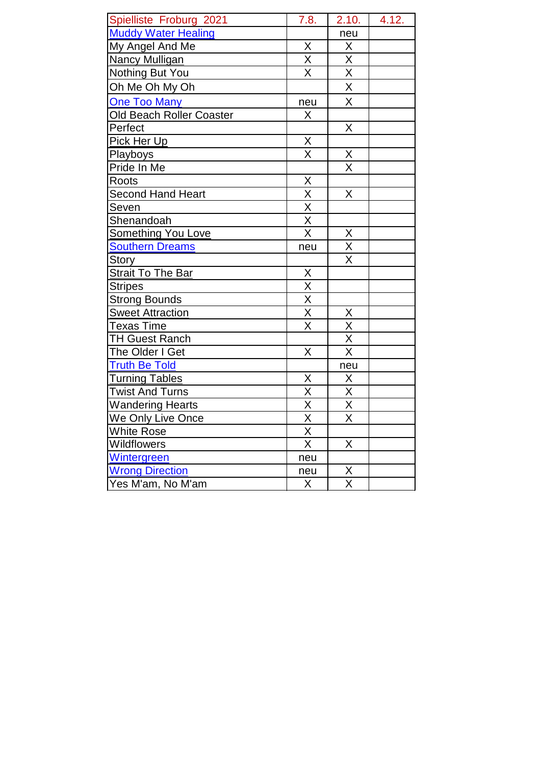| Spielliste Froburg 2021 | 7.8. | 2.10. | 4.12. |
| --- | --- | --- | --- |
| Muddy Water Healing | | neu | |
| My Angel And Me | X | X | |
| Nancy Mulligan | X | X | |
| Nothing But You | X | X | |
| Oh Me Oh My Oh | | X | |
| One Too Many | neu | X | |
| Old Beach Roller Coaster | X | | |
| Perfect | | X | |
| Pick Her Up | X | | |
| Playboys | X | X | |
| Pride In Me | | X | |
| Roots | X | | |
| Second Hand Heart | X | X | |
| Seven | X | | |
| Shenandoah | X | | |
| Something You Love | X | X | |
| Southern Dreams | neu | X | |
| Story | | X | |
| Strait To The Bar | X | | |
| Stripes | X | | |
| Strong Bounds | X | | |
| Sweet Attraction | X | X | |
| Texas Time | X | X | |
| TH Guest Ranch | | X | |
| The Older I Get | X | X | |
| Truth Be Told | | neu | |
| Turning Tables | X | X | |
| Twist And Turns | X | X | |
| Wandering Hearts | X | X | |
| We Only Live Once | X | X | |
| White Rose | X | | |
| Wildflowers | X | X | |
| Wintergreen | neu | | |
| Wrong Direction | neu | X | |
| Yes M'am, No M'am | X | X | |